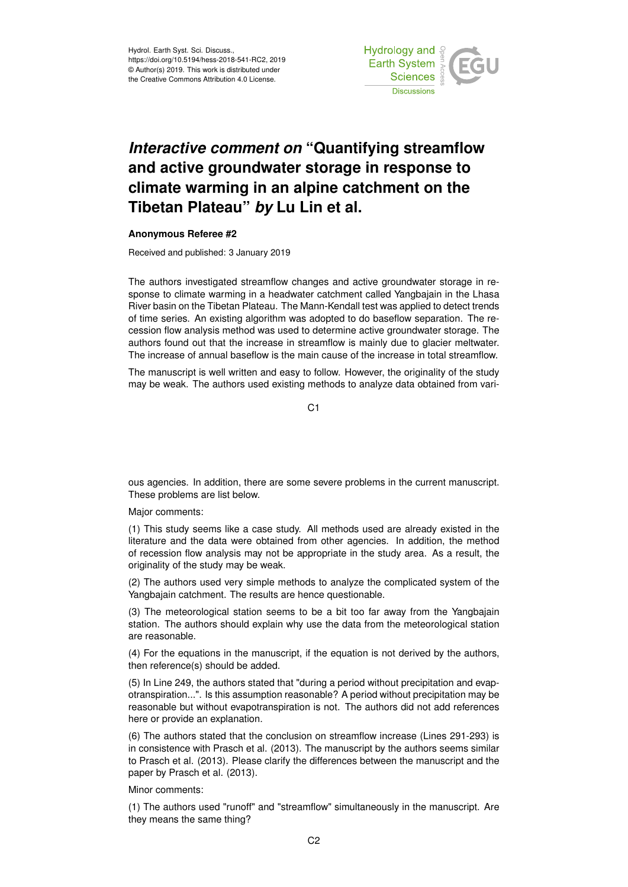# *Interactive comment on* "Quantifying streamflow and active groundwater storage in response to climate warming in an alpine catchment on the Tibetan Plateau" *by* Lu Lin et al.

**Anonymous Referee #2**

Received and published: 3 January 2019

The authors investigated streamflow changes and active groundwater storage in response to climate warming in a headwater catchment called Yangbajain in the Lhasa River basin on the Tibetan Plateau. The Mann-Kendall test was applied to detect trends of time series. An existing algorithm was adopted to do baseflow separation. The recession flow analysis method was used to determine active groundwater storage. The authors found out that the increase in streamflow is mainly due to glacier meltwater. The increase of annual baseflow is the main cause of the increase in total streamflow.

The manuscript is well written and easy to follow. However, the originality of the study may be weak. The authors used existing methods to analyze data obtained from various agencies. In addition, there are some severe problems in the current manuscript. These problems are list below.

Major comments:

(1) This study seems like a case study. All methods used are already existed in the literature and the data were obtained from other agencies. In addition, the method of recession flow analysis may not be appropriate in the study area. As a result, the originality of the study may be weak.

(2) The authors used very simple methods to analyze the complicated system of the Yangbajain catchment. The results are hence questionable.

(3) The meteorological station seems to be a bit too far away from the Yangbajain station. The authors should explain why use the data from the meteorological station are reasonable.

(4) For the equations in the manuscript, if the equation is not derived by the authors, then reference(s) should be added.

(5) In Line 249, the authors stated that "during a period without precipitation and evapotranspiration...". Is this assumption reasonable? A period without precipitation may be reasonable but without evapotranspiration is not. The authors did not add references here or provide an explanation.

(6) The authors stated that the conclusion on streamflow increase (Lines 291-293) is in consistence with Prasch et al. (2013). The manuscript by the authors seems similar to Prasch et al. (2013). Please clarify the differences between the manuscript and the paper by Prasch et al. (2013).

Minor comments:

(1) The authors used "runoff" and "streamflow" simultaneously in the manuscript. Are they means the same thing?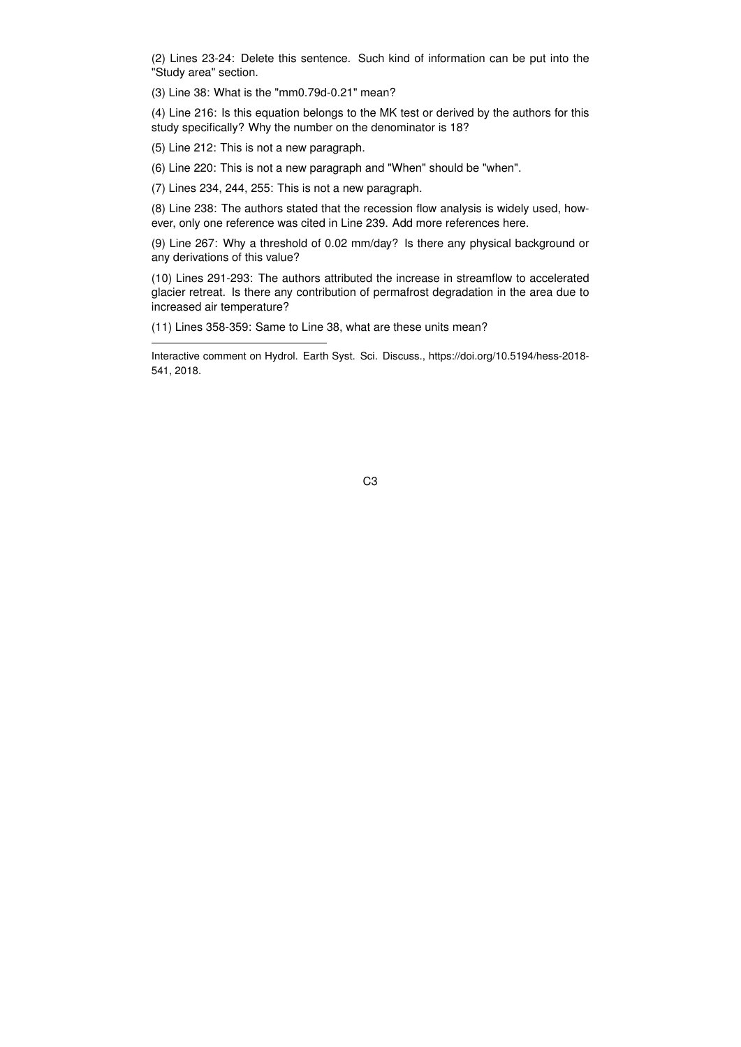(2) Lines 23-24: Delete this sentence. Such kind of information can be put into the "Study area" section.

(3) Line 38: What is the "mm0.79d-0.21" mean?

(4) Line 216: Is this equation belongs to the MK test or derived by the authors for this study specifically? Why the number on the denominator is 18?

(5) Line 212: This is not a new paragraph.

(6) Line 220: This is not a new paragraph and "When" should be "when".

(7) Lines 234, 244, 255: This is not a new paragraph.

(8) Line 238: The authors stated that the recession flow analysis is widely used, however, only one reference was cited in Line 239. Add more references here.

(9) Line 267: Why a threshold of 0.02 mm/day? Is there any physical background or any derivations of this value?

(10) Lines 291-293: The authors attributed the increase in streamflow to accelerated glacier retreat. Is there any contribution of permafrost degradation in the area due to increased air temperature?

(11) Lines 358-359: Same to Line 38, what are these units mean?

---

Interactive comment on Hydrol. Earth Syst. Sci. Discuss., https://doi.org/10.5194/hess-2018-541, 2018.